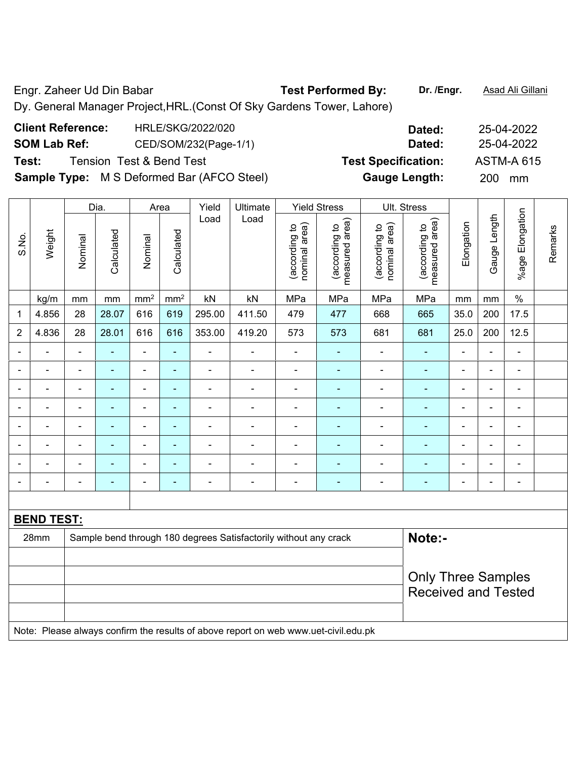Engr. Zaheer Ud Din Babar

Dy. General Manager Project,HRL.(Const Of Sky Gardens Tower, Lahore)

**Test Performed By:** **Dr. /Engr.** Asad Ali Gillani

**Client Reference:** HRLE/SKG/2022/020 **Dated:** 25-04-2022

**SOM Lab Ref:** CED/SOM/232(Page-1/1) **Dated:** 25-04-2022

**Test:** Tension Test & Bend Test **Test Specification:** ASTM-A 615

**Sample Type:** M S Deformed Bar (AFCO Steel) **Gauge Length:** 200 mm

| S.No. | Weight | Dia. | | Area | | Yield Load | Ultimate Load | Yield Stress | | Ult. Stress | | Elongation | Gauge Length | %age Elongation | Remarks |
|---|---|---|---|---|---|---|---|---|---|---|---|---|---|---|---|
| | | Nominal | Calculated | Nominal | Calculated | | | (according to nominal area) | (according to measured area) | (according to nominal area) | (according to measured area) | | | | |
| | kg/m | mm | mm | mm² | mm² | kN | kN | MPa | MPa | MPa | MPa | mm | mm | % | |
| 1 | 4.856 | 28 | 28.07 | 616 | 619 | 295.00 | 411.50 | 479 | 477 | 668 | 665 | 35.0 | 200 | 17.5 | |
| 2 | 4.836 | 28 | 28.01 | 616 | 616 | 353.00 | 419.20 | 573 | 573 | 681 | 681 | 25.0 | 200 | 12.5 | |
| - | - | - | - | - | - | - | - | - | - | - | - | - | - | - | |
| - | - | - | - | - | - | - | - | - | - | - | - | - | - | - | |
| - | - | - | - | - | - | - | - | - | - | - | - | - | - | - | |
| - | - | - | - | - | - | - | - | - | - | - | - | - | - | - | |
| - | - | - | - | - | - | - | - | - | - | - | - | - | - | - | |
| - | - | - | - | - | - | - | - | - | - | - | - | - | - | - | |
| - | - | - | - | - | - | - | - | - | - | - | - | - | - | - | |
| - | - | - | - | - | - | - | - | - | - | - | - | - | - | - | |

**BEND TEST:**

| | | |
|---|---|---|
| 28mm | Sample bend through 180 degrees Satisfactorily without any crack | **Note:-** Only Three Samples Received and Tested |

Note: Please always confirm the results of above report on web www.uet-civil.edu.pk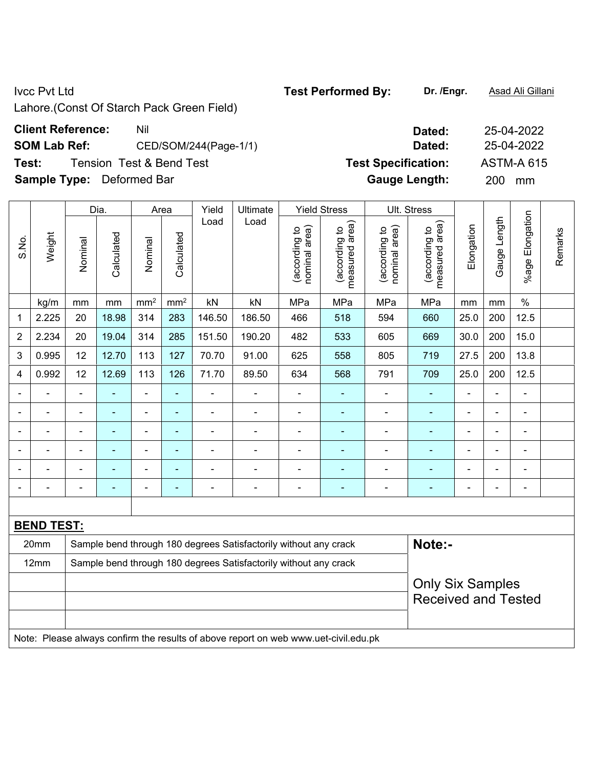Ivcc Pvt Ltd

Lahore.(Const Of Starch Pack Green Field)

**Test Performed By:** **Dr. /Engr.** Asad Ali Gillani

**Client Reference:** Nil **Dated:** 25-04-2022

**SOM Lab Ref:** CED/SOM/244(Page-1/1) **Dated:** 25-04-2022

**Test:** Tension Test & Bend Test **Test Specification:** ASTM-A 615

**Sample Type:** Deformed Bar **Gauge Length:** 200 mm

| S.No. | Weight | Dia. | | Area | | Yield Load | Ultimate Load | Yield Stress | | Ult. Stress | | Elongation | Gauge Length | %age Elongation | Remarks |
|---|---|---|---|---|---|---|---|---|---|---|---|---|---|---|---|
| | | Nominal | Calculated | Nominal | Calculated | | | (according to nominal area) | (according to measured area) | (according to nominal area) | (according to measured area) | | | | |
| | kg/m | mm | mm | mm² | mm² | kN | kN | MPa | MPa | MPa | MPa | mm | mm | % | |
| 1 | 2.225 | 20 | 18.98 | 314 | 283 | 146.50 | 186.50 | 466 | 518 | 594 | 660 | 25.0 | 200 | 12.5 | |
| 2 | 2.234 | 20 | 19.04 | 314 | 285 | 151.50 | 190.20 | 482 | 533 | 605 | 669 | 30.0 | 200 | 15.0 | |
| 3 | 0.995 | 12 | 12.70 | 113 | 127 | 70.70 | 91.00 | 625 | 558 | 805 | 719 | 27.5 | 200 | 13.8 | |
| 4 | 0.992 | 12 | 12.69 | 113 | 126 | 71.70 | 89.50 | 634 | 568 | 791 | 709 | 25.0 | 200 | 12.5 | |
| - | - | - | - | - | - | - | - | - | - | - | - | - | - | - | |
| - | - | - | - | - | - | - | - | - | - | - | - | - | - | - | |
| - | - | - | - | - | - | - | - | - | - | - | - | - | - | - | |
| - | - | - | - | - | - | - | - | - | - | - | - | - | - | - | |
| - | - | - | - | - | - | - | - | - | - | - | - | - | - | - | |
| - | - | - | - | - | - | - | - | - | - | - | - | - | - | - | |

**BEND TEST:**

| | | |
|---|---|---|
| 20mm | Sample bend through 180 degrees Satisfactorily without any crack | **Note:-** |
| 12mm | Sample bend through 180 degrees Satisfactorily without any crack | |
| | | Only Six Samples Received and Tested |

Note: Please always confirm the results of above report on web www.uet-civil.edu.pk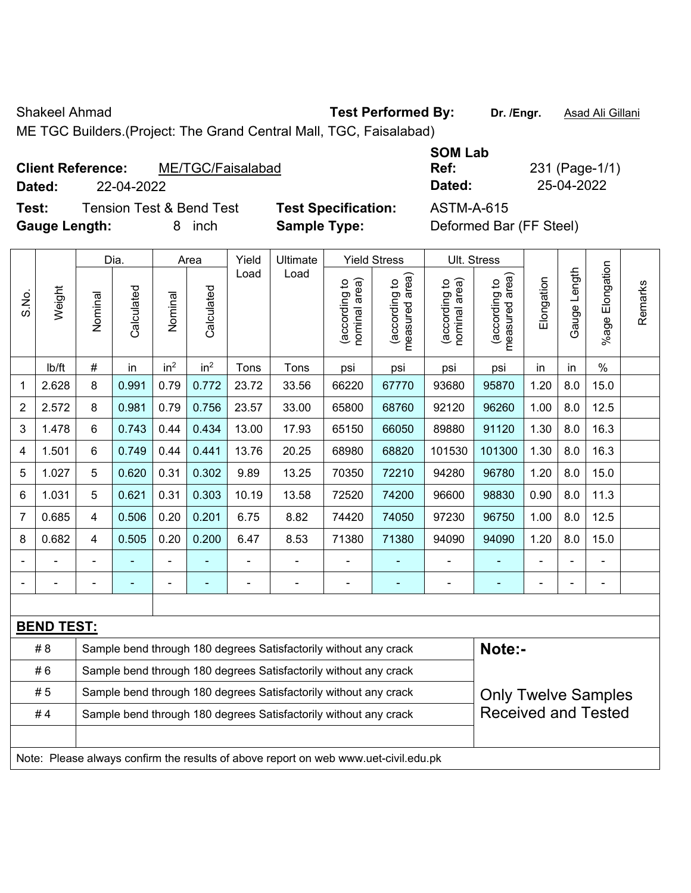Shakeel Ahmad **Test Performed By:** **Dr. /Engr.** Asad Ali Gillani

ME TGC Builders.(Project: The Grand Central Mall, TGC, Faisalabad)

**Client Reference:** ME/TGC/Faisalabad

**Dated:** 22-04-2022

**SOM Lab Ref:** 231 (Page-1/1)

**Dated:** 25-04-2022

**Test:** Tension Test & Bend Test

**Test Specification:** ASTM-A-615

**Gauge Length:** 8 inch

**Sample Type:** Deformed Bar (FF Steel)

| S.No. | Weight | Dia. | | Area | | Yield Load | Ultimate Load | Yield Stress | | Ult. Stress | | Elongation | Gauge Length | %age Elongation | Remarks |
|---|---|---|---|---|---|---|---|---|---|---|---|---|---|---|---|
| | | Nominal | Calculated | Nominal | Calculated | | | (according to nominal area) | (according to measured area) | (according to nominal area) | (according to measured area) | | | | |
| | lb/ft | # | in | in$^2$ | in$^2$ | Tons | Tons | psi | psi | psi | psi | in | in | % | |
| 1 | 2.628 | 8 | 0.991 | 0.79 | 0.772 | 23.72 | 33.56 | 66220 | 67770 | 93680 | 95870 | 1.20 | 8.0 | 15.0 | |
| 2 | 2.572 | 8 | 0.981 | 0.79 | 0.756 | 23.57 | 33.00 | 65800 | 68760 | 92120 | 96260 | 1.00 | 8.0 | 12.5 | |
| 3 | 1.478 | 6 | 0.743 | 0.44 | 0.434 | 13.00 | 17.93 | 65150 | 66050 | 89880 | 91120 | 1.30 | 8.0 | 16.3 | |
| 4 | 1.501 | 6 | 0.749 | 0.44 | 0.441 | 13.76 | 20.25 | 68980 | 68820 | 101530 | 101300 | 1.30 | 8.0 | 16.3 | |
| 5 | 1.027 | 5 | 0.620 | 0.31 | 0.302 | 9.89 | 13.25 | 70350 | 72210 | 94280 | 96780 | 1.20 | 8.0 | 15.0 | |
| 6 | 1.031 | 5 | 0.621 | 0.31 | 0.303 | 10.19 | 13.58 | 72520 | 74200 | 96600 | 98830 | 0.90 | 8.0 | 11.3 | |
| 7 | 0.685 | 4 | 0.506 | 0.20 | 0.201 | 6.75 | 8.82 | 74420 | 74050 | 97230 | 96750 | 1.00 | 8.0 | 12.5 | |
| 8 | 0.682 | 4 | 0.505 | 0.20 | 0.200 | 6.47 | 8.53 | 71380 | 71380 | 94090 | 94090 | 1.20 | 8.0 | 15.0 | |
| - | - | - | - | - | - | - | - | - | - | - | - | - | - | - | |
| - | - | - | - | - | - | - | - | - | - | - | - | - | - | - | |

**BEND TEST:**

| | | |
|---|---|---|
| # 8 | Sample bend through 180 degrees Satisfactorily without any crack | **Note:-** |
| # 6 | Sample bend through 180 degrees Satisfactorily without any crack | |
| # 5 | Sample bend through 180 degrees Satisfactorily without any crack | Only Twelve Samples Received and Tested |
| # 4 | Sample bend through 180 degrees Satisfactorily without any crack | |

Note: Please always confirm the results of above report on web www.uet-civil.edu.pk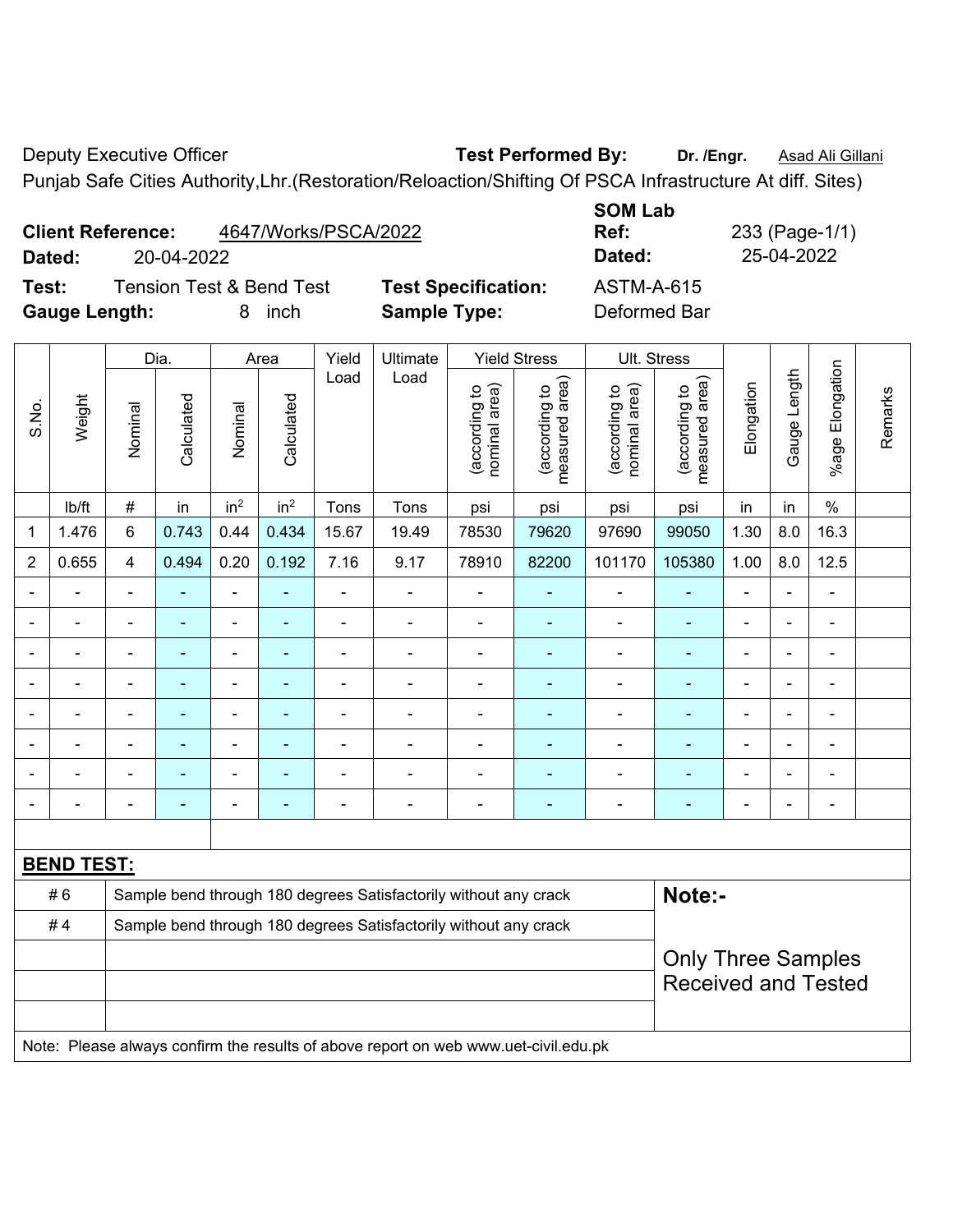Deputy Executive Officer **Test Performed By:** **Dr. /Engr.** Asad Ali Gillani

Punjab Safe Cities Authority,Lhr.(Restoration/Reloaction/Shifting Of PSCA Infrastructure At diff. Sites)

**Client Reference:** 4647/Works/PSCA/2022 **SOM Lab Ref:** 233 (Page-1/1)

**Dated:** 20-04-2022 **Dated:** 25-04-2022

**Test:** Tension Test & Bend Test **Test Specification:** ASTM-A-615

**Gauge Length:** 8 inch **Sample Type:** Deformed Bar

| S.No. | Weight | Dia. | | Area | | Yield Load | Ultimate Load | Yield Stress | | Ult. Stress | | Elongation | Gauge Length | %age Elongation | Remarks |
|---|---|---|---|---|---|---|---|---|---|---|---|---|---|---|---|
| | | Nominal | Calculated | Nominal | Calculated | | | (according to nominal area) | (according to measured area) | (according to nominal area) | (according to measured area) | | | | |
| | lb/ft | # | in | $in^2$ | $in^2$ | Tons | Tons | psi | psi | psi | psi | in | in | % | |
| 1 | 1.476 | 6 | 0.743 | 0.44 | 0.434 | 15.67 | 19.49 | 78530 | 79620 | 97690 | 99050 | 1.30 | 8.0 | 16.3 | |
| 2 | 0.655 | 4 | 0.494 | 0.20 | 0.192 | 7.16 | 9.17 | 78910 | 82200 | 101170 | 105380 | 1.00 | 8.0 | 12.5 | |
| - | - | - | - | - | - | - | - | - | - | - | - | - | - | - | |
| - | - | - | - | - | - | - | - | - | - | - | - | - | - | - | |
| - | - | - | - | - | - | - | - | - | - | - | - | - | - | - | |
| - | - | - | - | - | - | - | - | - | - | - | - | - | - | - | |
| - | - | - | - | - | - | - | - | - | - | - | - | - | - | - | |
| - | - | - | - | - | - | - | - | - | - | - | - | - | - | - | |
| - | - | - | - | - | - | - | - | - | - | - | - | - | - | - | |
| - | - | - | - | - | - | - | - | - | - | - | - | - | - | - | |

**BEND TEST:**

| | | |
|---|---|---|
| # 6 | Sample bend through 180 degrees Satisfactorily without any crack | **Note:-** |
| # 4 | Sample bend through 180 degrees Satisfactorily without any crack | Only Three Samples Received and Tested |

Note: Please always confirm the results of above report on web www.uet-civil.edu.pk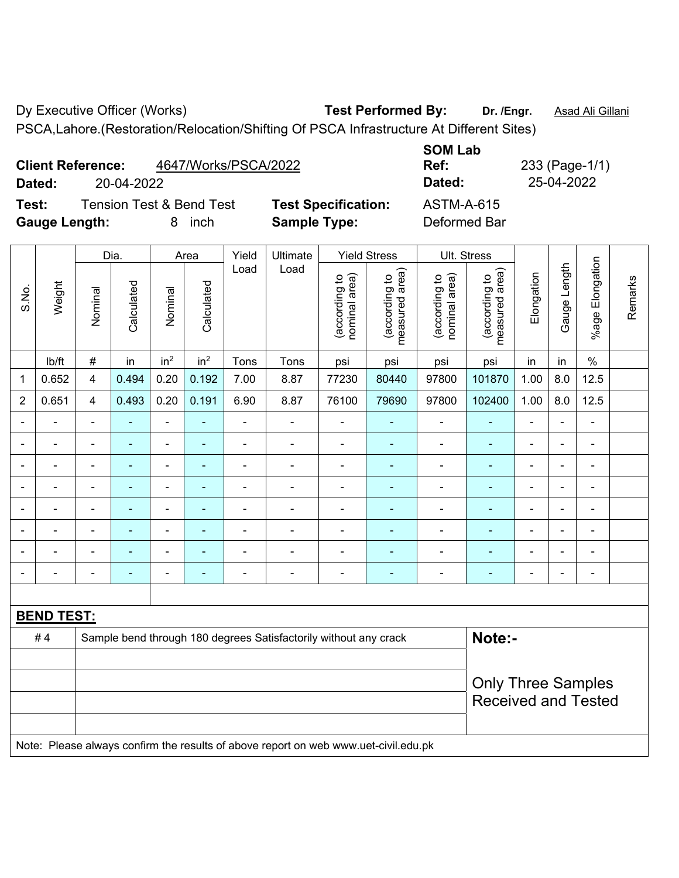Dy Executive Officer (Works) **Test Performed By:** **Dr. /Engr.** Asad Ali Gillani

PSCA,Lahore.(Restoration/Relocation/Shifting Of PSCA Infrastructure At Different Sites)

**Client Reference:** 4647/Works/PSCA/2022

**Dated:** 20-04-2022

**SOM Lab Ref:** 233 (Page-1/1)

**Dated:** 25-04-2022

**Test:** Tension Test & Bend Test **Test Specification:** ASTM-A-615

**Gauge Length:** 8 inch **Sample Type:** Deformed Bar

| S.No. | Weight | Dia. | | Area | | Yield Load | Ultimate Load | Yield Stress | | Ult. Stress | | Elongation | Gauge Length | %age Elongation | Remarks |
|---|---|---|---|---|---|---|---|---|---|---|---|---|---|---|---|
| | | Nominal | Calculated | Nominal | Calculated | | | (according to nominal area) | (according to measured area) | (according to nominal area) | (according to measured area) | | | | |
| | lb/ft | # | in | $in^2$ | $in^2$ | Tons | Tons | psi | psi | psi | psi | in | in | % | |
| 1 | 0.652 | 4 | 0.494 | 0.20 | 0.192 | 7.00 | 8.87 | 77230 | 80440 | 97800 | 101870 | 1.00 | 8.0 | 12.5 | |
| 2 | 0.651 | 4 | 0.493 | 0.20 | 0.191 | 6.90 | 8.87 | 76100 | 79690 | 97800 | 102400 | 1.00 | 8.0 | 12.5 | |
| - | - | - | - | - | - | - | - | - | - | - | - | - | - | - | |
| - | - | - | - | - | - | - | - | - | - | - | - | - | - | - | |
| - | - | - | - | - | - | - | - | - | - | - | - | - | - | - | |
| - | - | - | - | - | - | - | - | - | - | - | - | - | - | - | |
| - | - | - | - | - | - | - | - | - | - | - | - | - | - | - | |
| - | - | - | - | - | - | - | - | - | - | - | - | - | - | - | |
| - | - | - | - | - | - | - | - | - | - | - | - | - | - | - | |
| - | - | - | - | - | - | - | - | - | - | - | - | - | - | - | |

**BEND TEST:**

| | |
|---|---|
| # 4 | Sample bend through 180 degrees Satisfactorily without any crack |

**Note:-**

Only Three Samples Received and Tested

Note: Please always confirm the results of above report on web www.uet-civil.edu.pk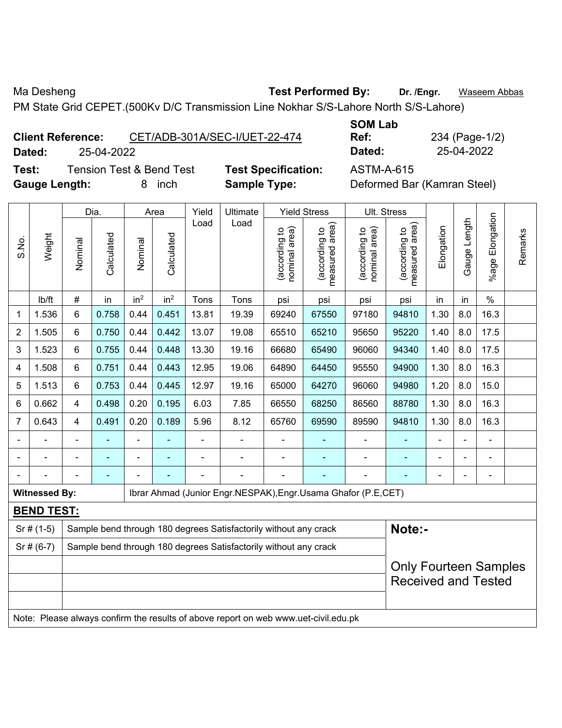Ma Desheng **Test Performed By:** **Dr. /Engr.** Waseem Abbas

PM State Grid CEPET.(500Kv D/C Transmission Line Nokhar S/S-Lahore North S/S-Lahore)

**Client Reference:** CET/ADB-301A/SEC-I/UET-22-474 **SOM Lab Ref:** 234 (Page-1/2)

**Dated:** 25-04-2022 **Dated:** 25-04-2022

**Test:** Tension Test & Bend Test **Test Specification:** ASTM-A-615

**Gauge Length:** 8 inch **Sample Type:** Deformed Bar (Kamran Steel)

| S.No. | Weight | Dia. | | Area | | Yield Load | Ultimate Load | Yield Stress | | Ult. Stress | | Elongation | Gauge Length | %age Elongation | Remarks |
|---|---|---|---|---|---|---|---|---|---|---|---|---|---|---|---|
| | | Nominal | Calculated | Nominal | Calculated | | | (according to nominal area) | (according to measured area) | (according to nominal area) | (according to measured area) | | | | |
| | lb/ft | # | in | in$^2$ | in$^2$ | Tons | Tons | psi | psi | psi | psi | in | in | % | |
| 1 | 1.536 | 6 | 0.758 | 0.44 | 0.451 | 13.81 | 19.39 | 69240 | 67550 | 97180 | 94810 | 1.30 | 8.0 | 16.3 | |
| 2 | 1.505 | 6 | 0.750 | 0.44 | 0.442 | 13.07 | 19.08 | 65510 | 65210 | 95650 | 95220 | 1.40 | 8.0 | 17.5 | |
| 3 | 1.523 | 6 | 0.755 | 0.44 | 0.448 | 13.30 | 19.16 | 66680 | 65490 | 96060 | 94340 | 1.40 | 8.0 | 17.5 | |
| 4 | 1.508 | 6 | 0.751 | 0.44 | 0.443 | 12.95 | 19.06 | 64890 | 64450 | 95550 | 94900 | 1.30 | 8.0 | 16.3 | |
| 5 | 1.513 | 6 | 0.753 | 0.44 | 0.445 | 12.97 | 19.16 | 65000 | 64270 | 96060 | 94980 | 1.20 | 8.0 | 15.0 | |
| 6 | 0.662 | 4 | 0.498 | 0.20 | 0.195 | 6.03 | 7.85 | 66550 | 68250 | 86560 | 88780 | 1.30 | 8.0 | 16.3 | |
| 7 | 0.643 | 4 | 0.491 | 0.20 | 0.189 | 5.96 | 8.12 | 65760 | 69590 | 89590 | 94810 | 1.30 | 8.0 | 16.3 | |
| - | - | - | - | - | - | - | - | - | - | - | - | - | - | - | |
| - | - | - | - | - | - | - | - | - | - | - | - | - | - | - | |
| - | - | - | - | - | - | - | - | - | - | - | - | - | - | - | |

**Witnessed By:** Ibrar Ahmad (Junior Engr.NESPAK),Engr.Usama Ghafor (P.E,CET)

**BEND TEST:**

| | | |
|---|---|---|
| Sr # (1-5) | Sample bend through 180 degrees Satisfactorily without any crack | **Note:-** |
| Sr # (6-7) | Sample bend through 180 degrees Satisfactorily without any crack | Only Fourteen Samples Received and Tested |

Note: Please always confirm the results of above report on web www.uet-civil.edu.pk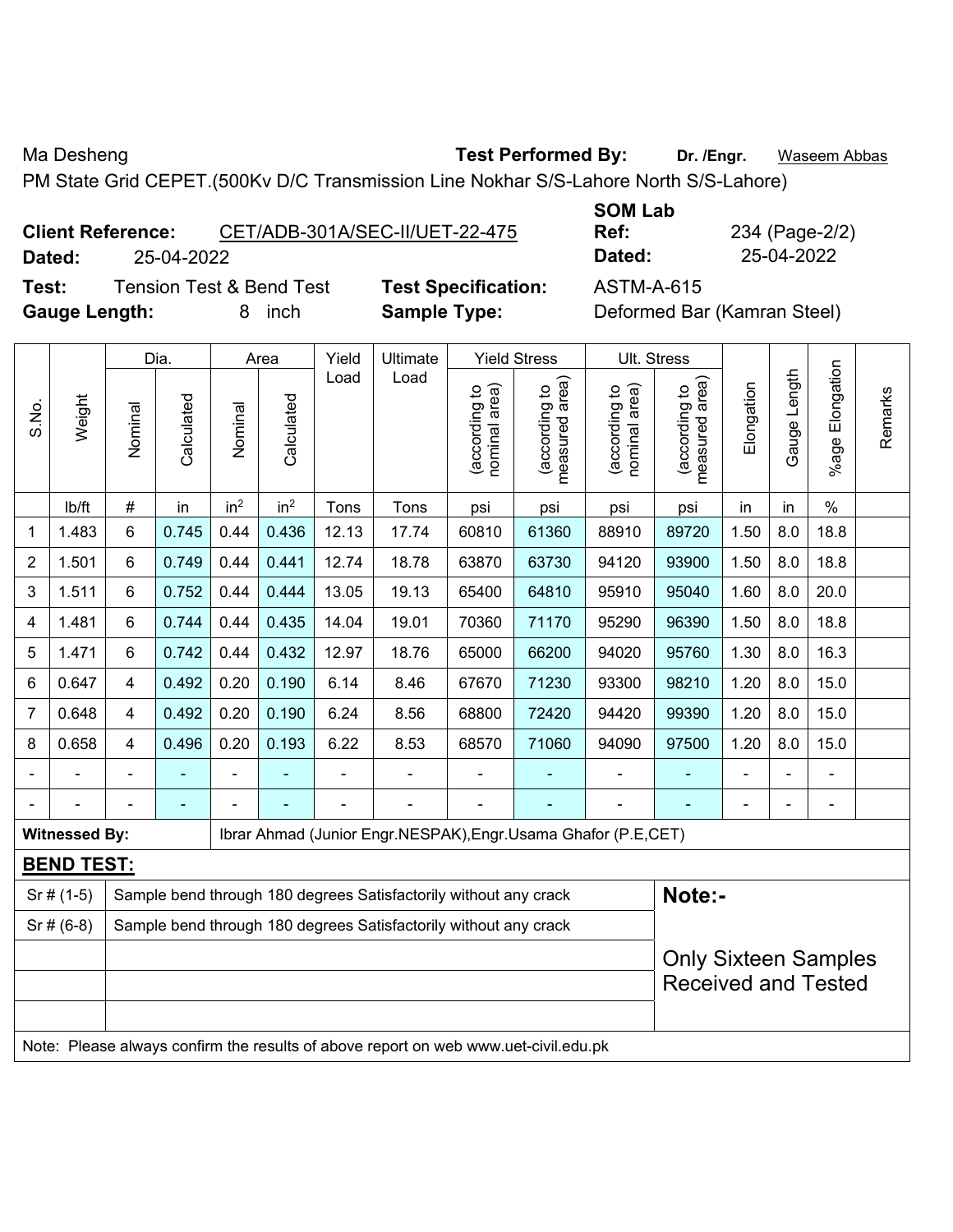Ma Desheng **Test Performed By:** **Dr. /Engr.** Waseem Abbas

PM State Grid CEPET.(500Kv D/C Transmission Line Nokhar S/S-Lahore North S/S-Lahore)

**Client Reference:** CET/ADB-301A/SEC-II/UET-22-475 **SOM Lab Ref:** 234 (Page-2/2)

**Dated:** 25-04-2022 **Dated:** 25-04-2022

**Test:** Tension Test & Bend Test **Test Specification:** ASTM-A-615

**Gauge Length:** 8 inch **Sample Type:** Deformed Bar (Kamran Steel)

| S.No. | Weight | Dia. | | Area | | Yield Load | Ultimate Load | Yield Stress | | Ult. Stress | | Elongation | Gauge Length | %age Elongation | Remarks |
|---|---|---|---|---|---|---|---|---|---|---|---|---|---|---|---|
| | | Nominal | Calculated | Nominal | Calculated | | | (according to nominal area) | (according to measured area) | (according to nominal area) | (according to measured area) | | | | |
| | lb/ft | # | in | in² | in² | Tons | Tons | psi | psi | psi | psi | in | in | % | |
| 1 | 1.483 | 6 | 0.745 | 0.44 | 0.436 | 12.13 | 17.74 | 60810 | 61360 | 88910 | 89720 | 1.50 | 8.0 | 18.8 | |
| 2 | 1.501 | 6 | 0.749 | 0.44 | 0.441 | 12.74 | 18.78 | 63870 | 63730 | 94120 | 93900 | 1.50 | 8.0 | 18.8 | |
| 3 | 1.511 | 6 | 0.752 | 0.44 | 0.444 | 13.05 | 19.13 | 65400 | 64810 | 95910 | 95040 | 1.60 | 8.0 | 20.0 | |
| 4 | 1.481 | 6 | 0.744 | 0.44 | 0.435 | 14.04 | 19.01 | 70360 | 71170 | 95290 | 96390 | 1.50 | 8.0 | 18.8 | |
| 5 | 1.471 | 6 | 0.742 | 0.44 | 0.432 | 12.97 | 18.76 | 65000 | 66200 | 94020 | 95760 | 1.30 | 8.0 | 16.3 | |
| 6 | 0.647 | 4 | 0.492 | 0.20 | 0.190 | 6.14 | 8.46 | 67670 | 71230 | 93300 | 98210 | 1.20 | 8.0 | 15.0 | |
| 7 | 0.648 | 4 | 0.492 | 0.20 | 0.190 | 6.24 | 8.56 | 68800 | 72420 | 94420 | 99390 | 1.20 | 8.0 | 15.0 | |
| 8 | 0.658 | 4 | 0.496 | 0.20 | 0.193 | 6.22 | 8.53 | 68570 | 71060 | 94090 | 97500 | 1.20 | 8.0 | 15.0 | |
| - | - | - | - | - | - | - | - | - | - | - | - | - | - | - | |
| - | - | - | - | - | - | - | - | - | - | - | - | - | - | - | |

**Witnessed By:** Ibrar Ahmad (Junior Engr.NESPAK),Engr.Usama Ghafor (P.E,CET)

**BEND TEST:**

| | | |
|---|---|---|
| Sr # (1-5) | Sample bend through 180 degrees Satisfactorily without any crack | **Note:-** |
| Sr # (6-8) | Sample bend through 180 degrees Satisfactorily without any crack | Only Sixteen Samples Received and Tested |

Note: Please always confirm the results of above report on web www.uet-civil.edu.pk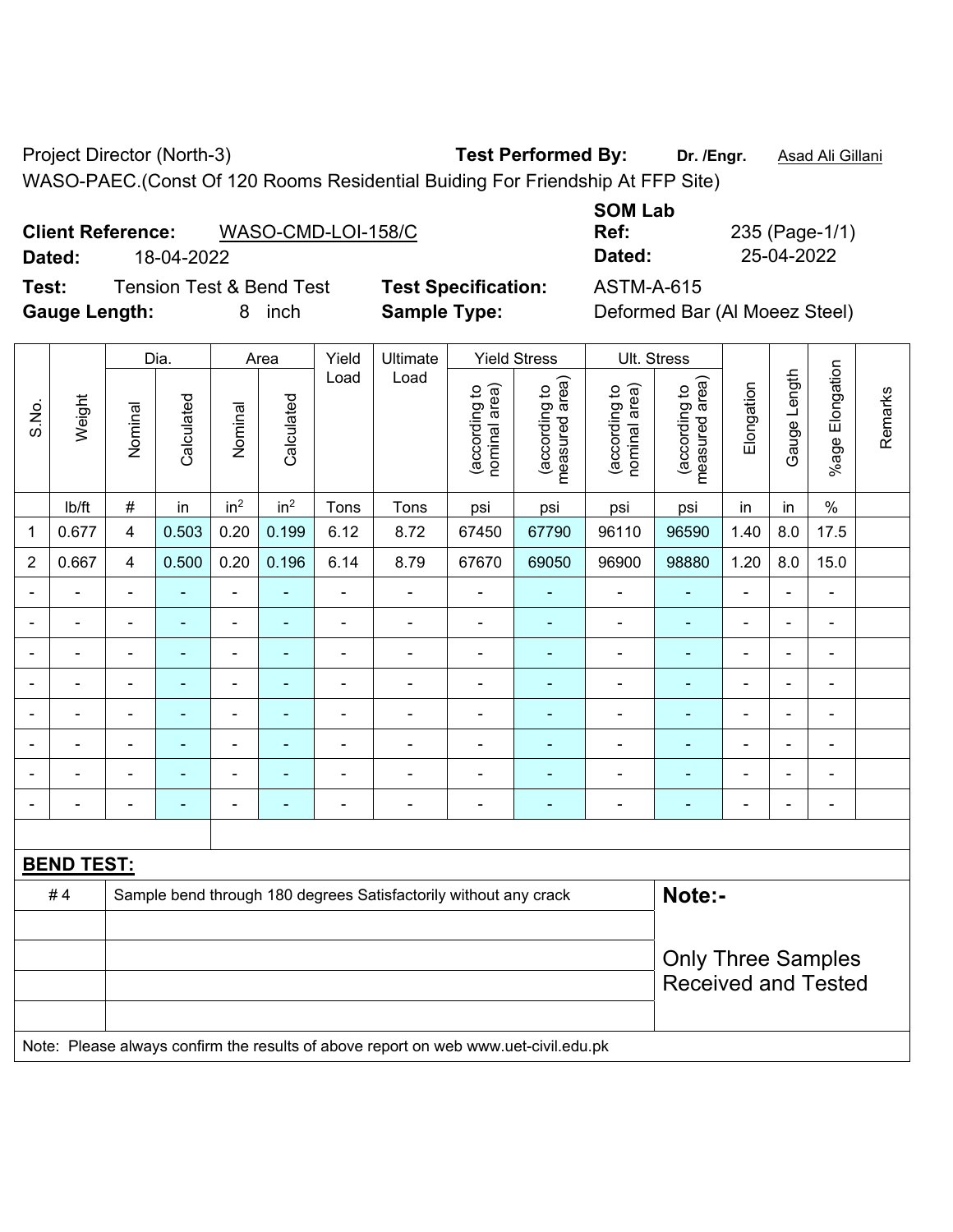Project Director (North-3) **Test Performed By:** **Dr. /Engr.** Asad Ali Gillani

WASO-PAEC.(Const Of 120 Rooms Residential Buiding For Friendship At FFP Site)

**Client Reference:** WASO-CMD-LOI-158/C **SOM Lab Ref:** 235 (Page-1/1)

**Dated:** 18-04-2022 **Dated:** 25-04-2022

**Test:** Tension Test & Bend Test **Test Specification:** ASTM-A-615

**Gauge Length:** 8 inch **Sample Type:** Deformed Bar (Al Moeez Steel)

| S.No. | Weight | Dia. | | Area | | Yield Load | Ultimate Load | Yield Stress | | Ult. Stress | | Elongation | Gauge Length | %age Elongation | Remarks |
|---|---|---|---|---|---|---|---|---|---|---|---|---|---|---|---|
| | | Nominal | Calculated | Nominal | Calculated | | | (according to nominal area) | (according to measured area) | (according to nominal area) | (according to measured area) | | | | |
| | lb/ft | # | in | in² | in² | Tons | Tons | psi | psi | psi | psi | in | in | % | |
| 1 | 0.677 | 4 | 0.503 | 0.20 | 0.199 | 6.12 | 8.72 | 67450 | 67790 | 96110 | 96590 | 1.40 | 8.0 | 17.5 | |
| 2 | 0.667 | 4 | 0.500 | 0.20 | 0.196 | 6.14 | 8.79 | 67670 | 69050 | 96900 | 98880 | 1.20 | 8.0 | 15.0 | |
| - | - | - | - | - | - | - | - | - | - | - | - | - | - | - | |
| - | - | - | - | - | - | - | - | - | - | - | - | - | - | - | |
| - | - | - | - | - | - | - | - | - | - | - | - | - | - | - | |
| - | - | - | - | - | - | - | - | - | - | - | - | - | - | - | |
| - | - | - | - | - | - | - | - | - | - | - | - | - | - | - | |
| - | - | - | - | - | - | - | - | - | - | - | - | - | - | - | |
| - | - | - | - | - | - | - | - | - | - | - | - | - | - | - | |
| - | - | - | - | - | - | - | - | - | - | - | - | - | - | - | |

**BEND TEST:**

| # 4 | Sample bend through 180 degrees Satisfactorily without any crack | **Note:-** Only Three Samples Received and Tested |
|---|---|---|

Note: Please always confirm the results of above report on web www.uet-civil.edu.pk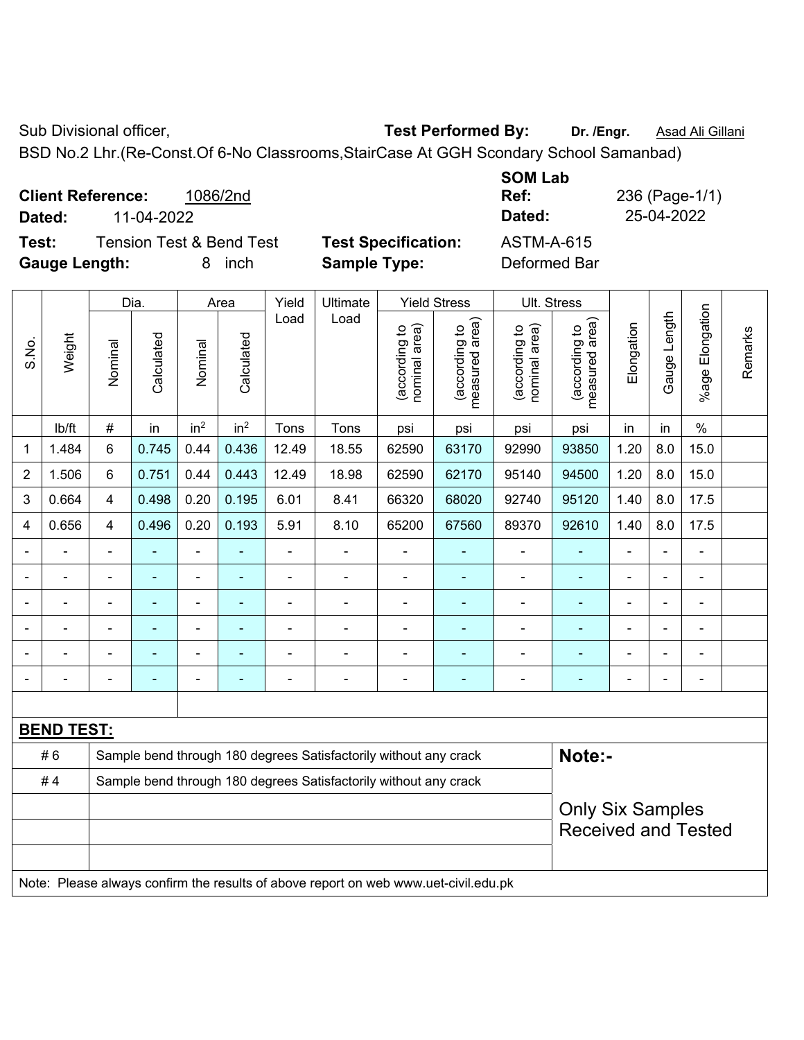Sub Divisional officer, **Test Performed By:** **Dr. /Engr.** Asad Ali Gillani

BSD No.2 Lhr.(Re-Const.Of 6-No Classrooms,StairCase At GGH Scondary School Samanbad)

**Client Reference:** 1086/2nd

**Dated:** 11-04-2022

**SOM Lab Ref:** 236 (Page-1/1)

**Dated:** 25-04-2022

**Test:** Tension Test & Bend Test

**Test Specification:** ASTM-A-615

**Gauge Length:** 8 inch

**Sample Type:** Deformed Bar

| S.No. | Weight | Dia. | | Area | | Yield Load | Ultimate Load | Yield Stress | | Ult. Stress | | Elongation | Gauge Length | %age Elongation | Remarks |
|---|---|---|---|---|---|---|---|---|---|---|---|---|---|---|---|
| | | Nominal | Calculated | Nominal | Calculated | | | (according to nominal area) | (according to measured area) | (according to nominal area) | (according to measured area) | | | | |
| | lb/ft | # | in | $in^2$ | $in^2$ | Tons | Tons | psi | psi | psi | psi | in | in | % | |
| 1 | 1.484 | 6 | 0.745 | 0.44 | 0.436 | 12.49 | 18.55 | 62590 | 63170 | 92990 | 93850 | 1.20 | 8.0 | 15.0 | |
| 2 | 1.506 | 6 | 0.751 | 0.44 | 0.443 | 12.49 | 18.98 | 62590 | 62170 | 95140 | 94500 | 1.20 | 8.0 | 15.0 | |
| 3 | 0.664 | 4 | 0.498 | 0.20 | 0.195 | 6.01 | 8.41 | 66320 | 68020 | 92740 | 95120 | 1.40 | 8.0 | 17.5 | |
| 4 | 0.656 | 4 | 0.496 | 0.20 | 0.193 | 5.91 | 8.10 | 65200 | 67560 | 89370 | 92610 | 1.40 | 8.0 | 17.5 | |
| - | - | - | - | - | - | - | - | - | - | - | - | - | - | - | |
| - | - | - | - | - | - | - | - | - | - | - | - | - | - | - | |
| - | - | - | - | - | - | - | - | - | - | - | - | - | - | - | |
| - | - | - | - | - | - | - | - | - | - | - | - | - | - | - | |
| - | - | - | - | - | - | - | - | - | - | - | - | - | - | - | |
| - | - | - | - | - | - | - | - | - | - | - | - | - | - | - | |

**BEND TEST:**

| | |
|---|---|
| # 6 | Sample bend through 180 degrees Satisfactorily without any crack |
| # 4 | Sample bend through 180 degrees Satisfactorily without any crack |

**Note:-**

Only Six Samples Received and Tested

Note: Please always confirm the results of above report on web www.uet-civil.edu.pk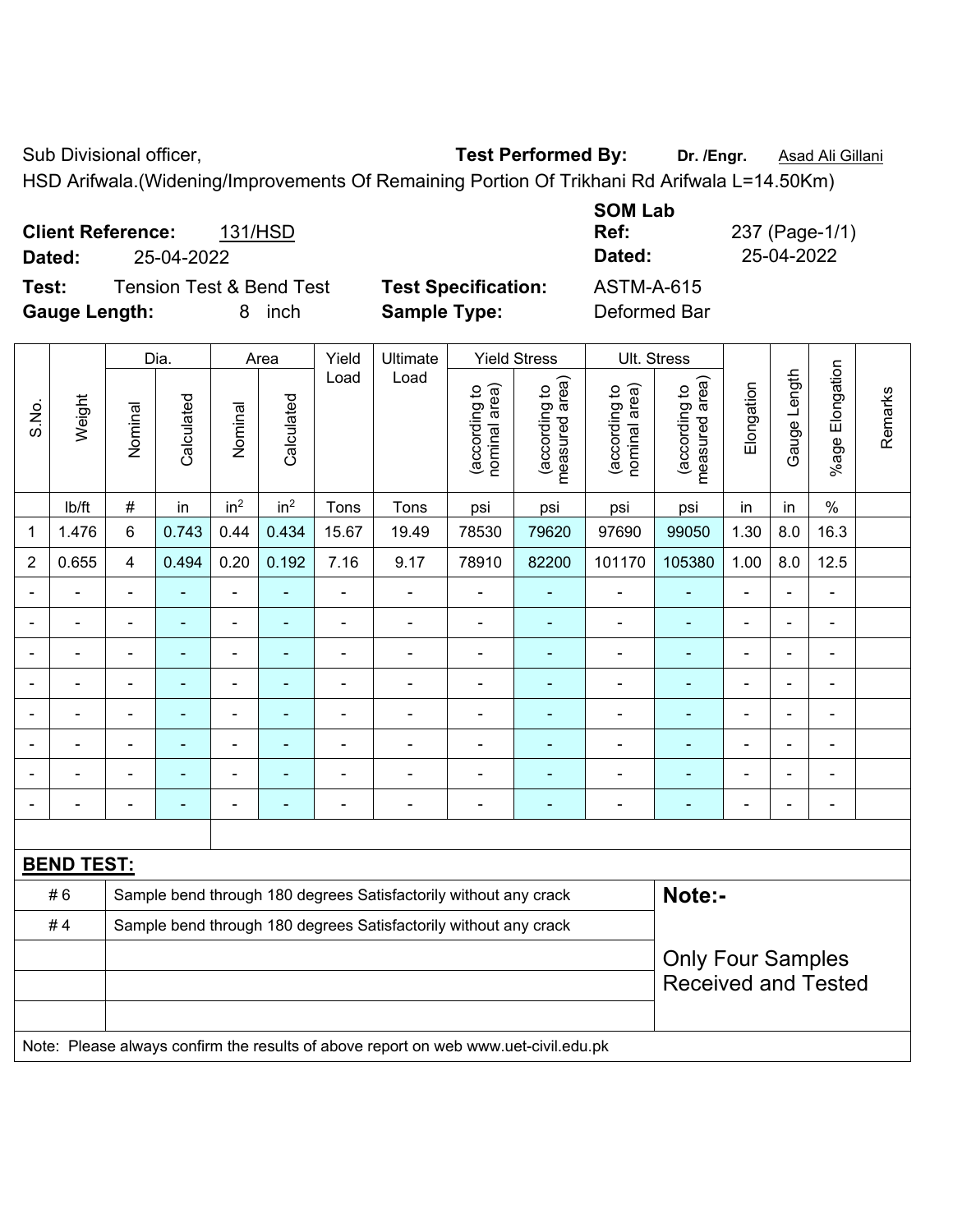Sub Divisional officer, **Test Performed By:** **Dr. /Engr.** Asad Ali Gillani

HSD Arifwala.(Widening/Improvements Of Remaining Portion Of Trikhani Rd Arifwala L=14.50Km)

**Client Reference:** 131/HSD

**Dated:** 25-04-2022

**SOM Lab Ref:** 237 (Page-1/1)

**Dated:** 25-04-2022

**Test:** Tension Test & Bend Test

**Gauge Length:** 8 inch

**Test Specification:** ASTM-A-615

**Sample Type:** Deformed Bar

| S.No. | Weight | Dia. | | Area | | Yield Load | Ultimate Load | Yield Stress | | Ult. Stress | | Elongation | Gauge Length | %age Elongation | Remarks |
|---|---|---|---|---|---|---|---|---|---|---|---|---|---|---|---|
| | | Nominal | Calculated | Nominal | Calculated | | | (according to nominal area) | (according to measured area) | (according to nominal area) | (according to measured area) | | | | |
| | lb/ft | # | in | in$^2$ | in$^2$ | Tons | Tons | psi | psi | psi | psi | in | in | % | |
| 1 | 1.476 | 6 | 0.743 | 0.44 | 0.434 | 15.67 | 19.49 | 78530 | 79620 | 97690 | 99050 | 1.30 | 8.0 | 16.3 | |
| 2 | 0.655 | 4 | 0.494 | 0.20 | 0.192 | 7.16 | 9.17 | 78910 | 82200 | 101170 | 105380 | 1.00 | 8.0 | 12.5 | |
| - | - | - | - | - | - | - | - | - | - | - | - | - | - | - | |
| - | - | - | - | - | - | - | - | - | - | - | - | - | - | - | |
| - | - | - | - | - | - | - | - | - | - | - | - | - | - | - | |
| - | - | - | - | - | - | - | - | - | - | - | - | - | - | - | |
| - | - | - | - | - | - | - | - | - | - | - | - | - | - | - | |
| - | - | - | - | - | - | - | - | - | - | - | - | - | - | - | |
| - | - | - | - | - | - | - | - | - | - | - | - | - | - | - | |
| - | - | - | - | - | - | - | - | - | - | - | - | - | - | - | |

**BEND TEST:**

| | | |
|---|---|---|
| # 6 | Sample bend through 180 degrees Satisfactorily without any crack | **Note:-** |
| # 4 | Sample bend through 180 degrees Satisfactorily without any crack | Only Four Samples Received and Tested |

Note: Please always confirm the results of above report on web www.uet-civil.edu.pk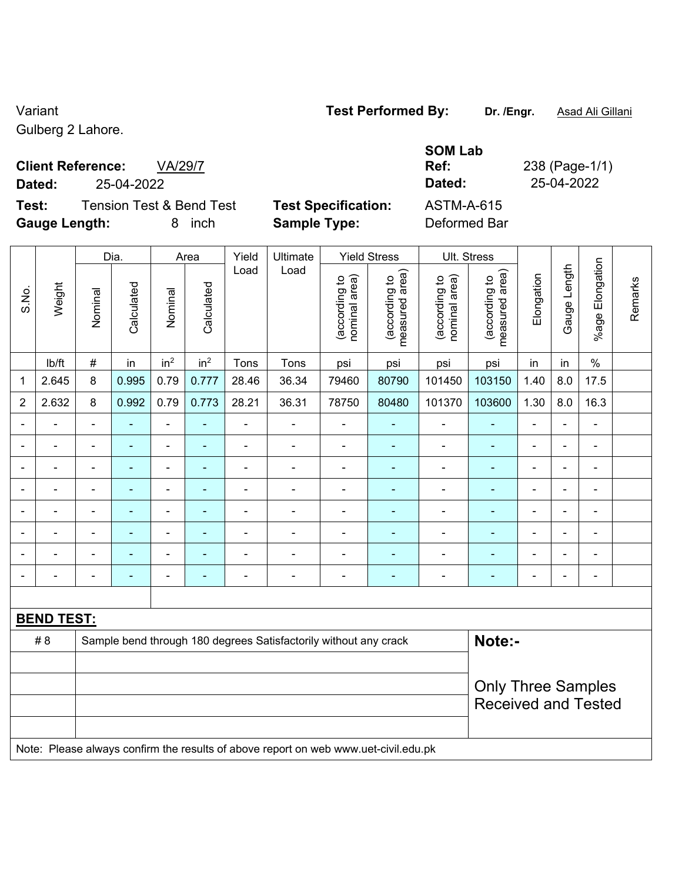Variant
Gulberg 2 Lahore.

**Test Performed By:** **Dr. /Engr.** Asad Ali Gillani

**Client Reference:** VA/29/7
**Dated:** 25-04-2022

**SOM Lab Ref:** 238 (Page-1/1)
**Dated:** 25-04-2022

**Test:** Tension Test & Bend Test
**Gauge Length:** 8 inch

**Test Specification:** ASTM-A-615
**Sample Type:** Deformed Bar

| S.No. | Weight | Dia. | | Area | | Yield Load | Ultimate Load | Yield Stress | | Ult. Stress | | Elongation | Gauge Length | %age Elongation | Remarks |
|---|---|---|---|---|---|---|---|---|---|---|---|---|---|---|---|
| | | Nominal | Calculated | Nominal | Calculated | | | (according to nominal area) | (according to measured area) | (according to nominal area) | (according to measured area) | | | | |
| | lb/ft | # | in | in$^2$ | in$^2$ | Tons | Tons | psi | psi | psi | psi | in | in | % | |
| 1 | 2.645 | 8 | 0.995 | 0.79 | 0.777 | 28.46 | 36.34 | 79460 | 80790 | 101450 | 103150 | 1.40 | 8.0 | 17.5 | |
| 2 | 2.632 | 8 | 0.992 | 0.79 | 0.773 | 28.21 | 36.31 | 78750 | 80480 | 101370 | 103600 | 1.30 | 8.0 | 16.3 | |
| - | - | - | - | - | - | - | - | - | - | - | - | - | - | - | |
| - | - | - | - | - | - | - | - | - | - | - | - | - | - | - | |
| - | - | - | - | - | - | - | - | - | - | - | - | - | - | - | |
| - | - | - | - | - | - | - | - | - | - | - | - | - | - | - | |
| - | - | - | - | - | - | - | - | - | - | - | - | - | - | - | |
| - | - | - | - | - | - | - | - | - | - | - | - | - | - | - | |
| - | - | - | - | - | - | - | - | - | - | - | - | - | - | - | |
| - | - | - | - | - | - | - | - | - | - | - | - | - | - | - | |

**BEND TEST:**

| # 8 | Sample bend through 180 degrees Satisfactorily without any crack |
|---|---|
| | |
| | |
| | |
| | |

**Note:-**

Only Three Samples Received and Tested

Note: Please always confirm the results of above report on web www.uet-civil.edu.pk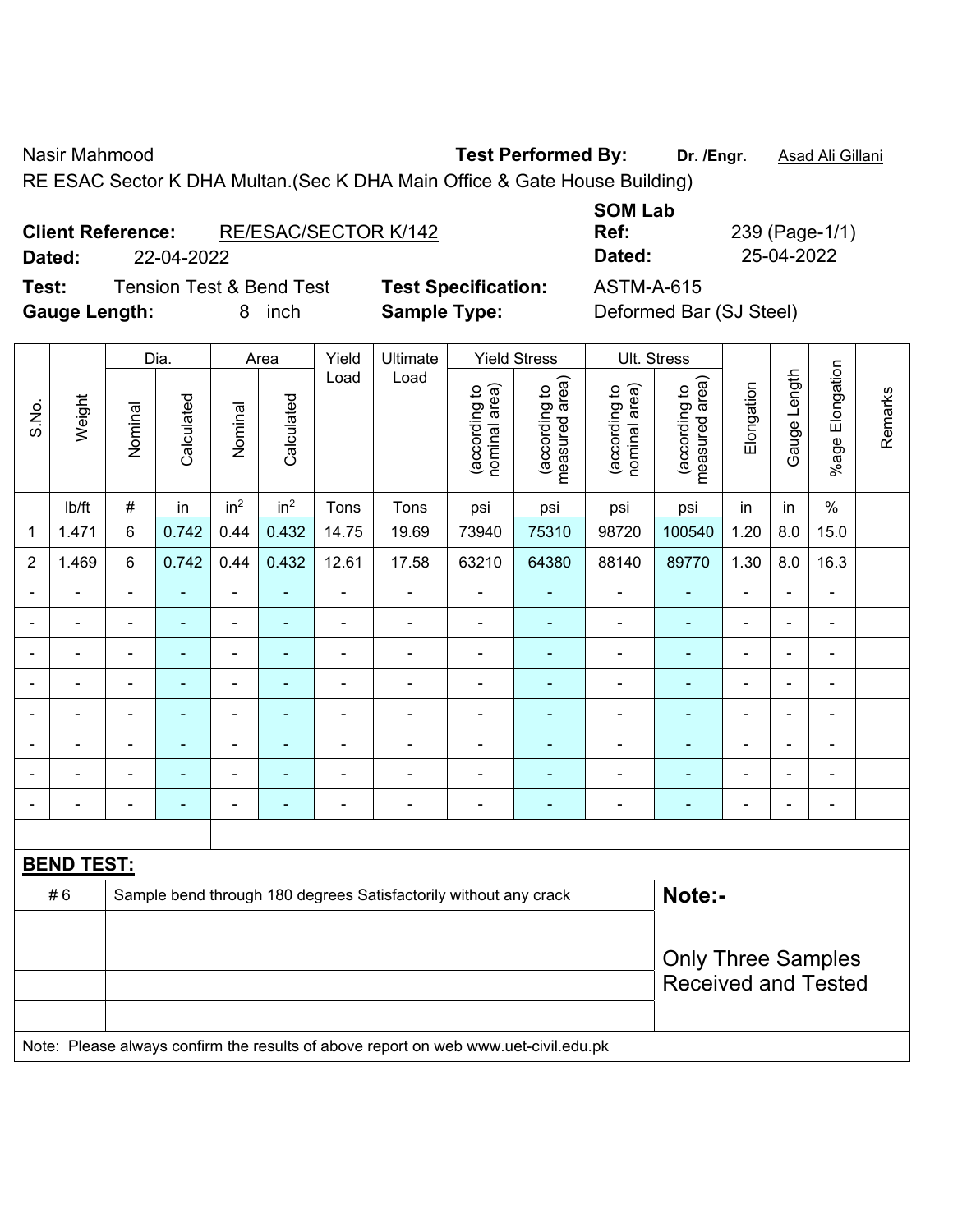Nasir Mahmood **Test Performed By:** **Dr. /Engr.** Asad Ali Gillani

RE ESAC Sector K DHA Multan.(Sec K DHA Main Office & Gate House Building)

**Client Reference:** RE/ESAC/SECTOR K/142 **SOM Lab Ref:** 239 (Page-1/1)

**Dated:** 22-04-2022 **Dated:** 25-04-2022

**Test:** Tension Test & Bend Test **Test Specification:** ASTM-A-615

**Gauge Length:** 8 inch **Sample Type:** Deformed Bar (SJ Steel)

| S.No. | Weight | Dia. | | Area | | Yield Load | Ultimate Load | Yield Stress | | Ult. Stress | | Elongation | Gauge Length | %age Elongation | Remarks |
|---|---|---|---|---|---|---|---|---|---|---|---|---|---|---|---|
| | | Nominal | Calculated | Nominal | Calculated | | | (according to nominal area) | (according to measured area) | (according to nominal area) | (according to measured area) | | | | |
| | lb/ft | # | in | in² | in² | Tons | Tons | psi | psi | psi | psi | in | in | % | |
| 1 | 1.471 | 6 | 0.742 | 0.44 | 0.432 | 14.75 | 19.69 | 73940 | 75310 | 98720 | 100540 | 1.20 | 8.0 | 15.0 | |
| 2 | 1.469 | 6 | 0.742 | 0.44 | 0.432 | 12.61 | 17.58 | 63210 | 64380 | 88140 | 89770 | 1.30 | 8.0 | 16.3 | |
| - | - | - | - | - | - | - | - | - | - | - | - | - | - | - | |
| - | - | - | - | - | - | - | - | - | - | - | - | - | - | - | |
| - | - | - | - | - | - | - | - | - | - | - | - | - | - | - | |
| - | - | - | - | - | - | - | - | - | - | - | - | - | - | - | |
| - | - | - | - | - | - | - | - | - | - | - | - | - | - | - | |
| - | - | - | - | - | - | - | - | - | - | - | - | - | - | - | |
| - | - | - | - | - | - | - | - | - | - | - | - | - | - | - | |
| - | - | - | - | - | - | - | - | - | - | - | - | - | - | - | |

**BEND TEST:**

| | | |
|---|---|---|
| # 6 | Sample bend through 180 degrees Satisfactorily without any crack | **Note:-** |
| | | Only Three Samples Received and Tested |

Note: Please always confirm the results of above report on web www.uet-civil.edu.pk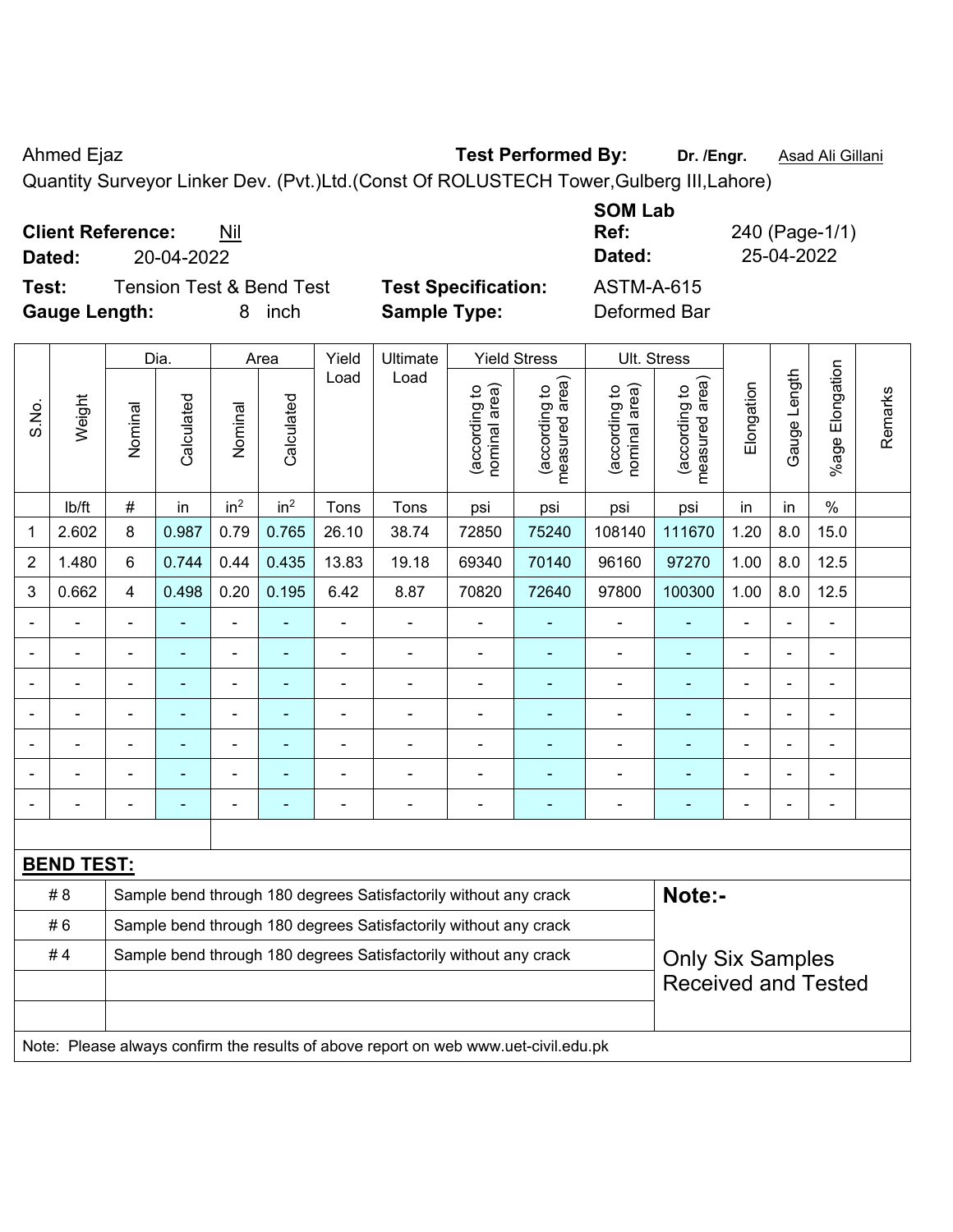Ahmed Ejaz **Test Performed By:** **Dr. /Engr.** Asad Ali Gillani

Quantity Surveyor Linker Dev. (Pvt.)Ltd.(Const Of ROLUSTECH Tower,Gulberg III,Lahore)

**Client Reference:** Nil **SOM Lab Ref:** 240 (Page-1/1)

**Dated:** 20-04-2022 **Dated:** 25-04-2022

**Test:** Tension Test & Bend Test **Test Specification:** ASTM-A-615

**Gauge Length:** 8 inch **Sample Type:** Deformed Bar

| S.No. | Weight | Dia. | | Area | | Yield Load | Ultimate Load | Yield Stress | | Ult. Stress | | Elongation | Gauge Length | %age Elongation | Remarks |
|---|---|---|---|---|---|---|---|---|---|---|---|---|---|---|---|
| | | Nominal | Calculated | Nominal | Calculated | | | (according to nominal area) | (according to measured area) | (according to nominal area) | (according to measured area) | | | | |
| | lb/ft | # | in | in$^2$ | in$^2$ | Tons | Tons | psi | psi | psi | psi | in | in | % | |
| 1 | 2.602 | 8 | 0.987 | 0.79 | 0.765 | 26.10 | 38.74 | 72850 | 75240 | 108140 | 111670 | 1.20 | 8.0 | 15.0 | |
| 2 | 1.480 | 6 | 0.744 | 0.44 | 0.435 | 13.83 | 19.18 | 69340 | 70140 | 96160 | 97270 | 1.00 | 8.0 | 12.5 | |
| 3 | 0.662 | 4 | 0.498 | 0.20 | 0.195 | 6.42 | 8.87 | 70820 | 72640 | 97800 | 100300 | 1.00 | 8.0 | 12.5 | |
| - | - | - | - | - | - | - | - | - | - | - | - | - | - | - | |
| - | - | - | - | - | - | - | - | - | - | - | - | - | - | - | |
| - | - | - | - | - | - | - | - | - | - | - | - | - | - | - | |
| - | - | - | - | - | - | - | - | - | - | - | - | - | - | - | |
| - | - | - | - | - | - | - | - | - | - | - | - | - | - | - | |
| - | - | - | - | - | - | - | - | - | - | - | - | - | - | - | |
| - | - | - | - | - | - | - | - | - | - | - | - | - | - | - | |

**BEND TEST:**

| | | |
|---|---|---|
| # 8 | Sample bend through 180 degrees Satisfactorily without any crack | **Note:-** |
| # 6 | Sample bend through 180 degrees Satisfactorily without any crack | |
| # 4 | Sample bend through 180 degrees Satisfactorily without any crack | Only Six Samples Received and Tested |
| | | |
| | | |

Note: Please always confirm the results of above report on web www.uet-civil.edu.pk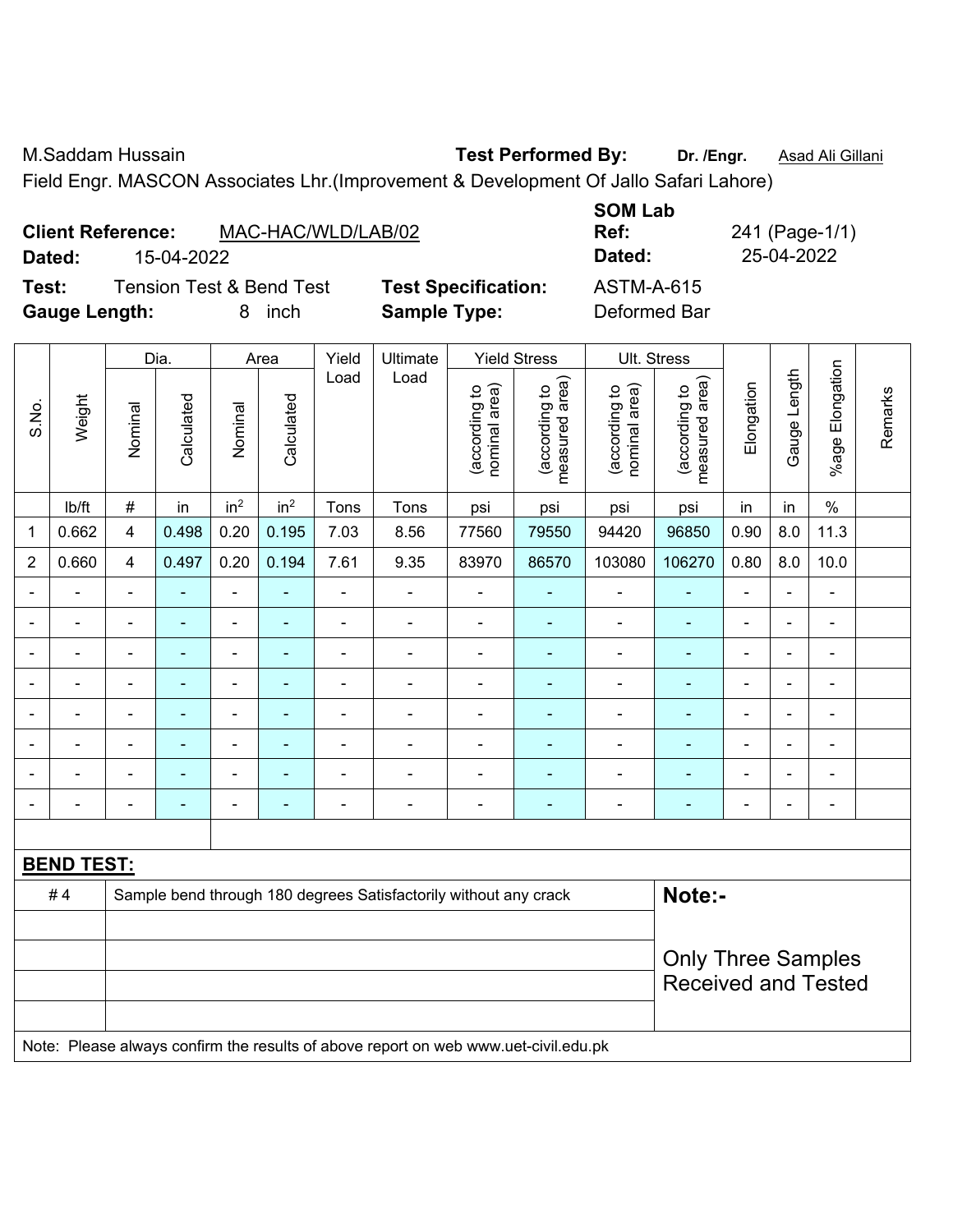M.Saddam Hussain **Test Performed By:** **Dr. /Engr.** Asad Ali Gillani

Field Engr. MASCON Associates Lhr.(Improvement & Development Of Jallo Safari Lahore)

**Client Reference:** MAC-HAC/WLD/LAB/02 **SOM Lab Ref:** 241 (Page-1/1)

**Dated:** 15-04-2022 **Dated:** 25-04-2022

**Test:** Tension Test & Bend Test **Test Specification:** ASTM-A-615

**Gauge Length:** 8 inch **Sample Type:** Deformed Bar

| S.No. | Weight | Dia. | | Area | | Yield Load | Ultimate Load | Yield Stress | | Ult. Stress | | Elongation | Gauge Length | %age Elongation | Remarks |
|---|---|---|---|---|---|---|---|---|---|---|---|---|---|---|---|
| | | Nominal | Calculated | Nominal | Calculated | | | (according to nominal area) | (according to measured area) | (according to nominal area) | (according to measured area) | | | | |
| | lb/ft | # | in | $in^2$ | $in^2$ | Tons | Tons | psi | psi | psi | psi | in | in | % | |
| 1 | 0.662 | 4 | 0.498 | 0.20 | 0.195 | 7.03 | 8.56 | 77560 | 79550 | 94420 | 96850 | 0.90 | 8.0 | 11.3 | |
| 2 | 0.660 | 4 | 0.497 | 0.20 | 0.194 | 7.61 | 9.35 | 83970 | 86570 | 103080 | 106270 | 0.80 | 8.0 | 10.0 | |
| - | - | - | - | - | - | - | - | - | - | - | - | - | - | - | |
| - | - | - | - | - | - | - | - | - | - | - | - | - | - | - | |
| - | - | - | - | - | - | - | - | - | - | - | - | - | - | - | |
| - | - | - | - | - | - | - | - | - | - | - | - | - | - | - | |
| - | - | - | - | - | - | - | - | - | - | - | - | - | - | - | |
| - | - | - | - | - | - | - | - | - | - | - | - | - | - | - | |
| - | - | - | - | - | - | - | - | - | - | - | - | - | - | - | |
| - | - | - | - | - | - | - | - | - | - | - | - | - | - | - | |

**BEND TEST:**

| | | |
|---|---|---|
| # 4 | Sample bend through 180 degrees Satisfactorily without any crack | **Note:-** |
| | | Only Three Samples Received and Tested |

Note: Please always confirm the results of above report on web www.uet-civil.edu.pk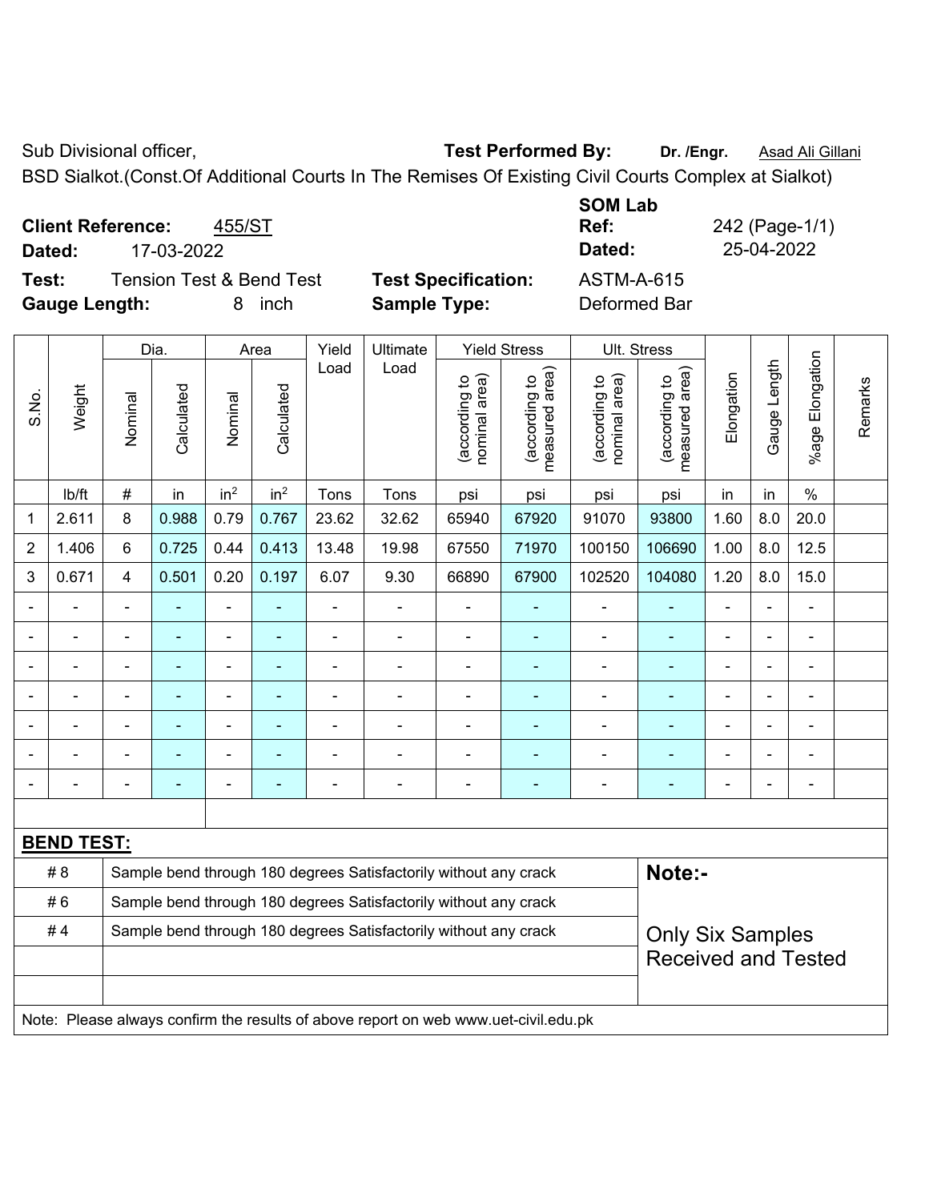Sub Divisional officer,

**Test Performed By:** **Dr. /Engr.** Asad Ali Gillani

BSD Sialkot.(Const.Of Additional Courts In The Remises Of Existing Civil Courts Complex at Sialkot)

**Client Reference:** 455/ST

**Dated:** 17-03-2022

**SOM Lab Ref:** 242 (Page-1/1)

**Dated:** 25-04-2022

**Test:** Tension Test & Bend Test

**Test Specification:** ASTM-A-615

**Gauge Length:** 8 inch

**Sample Type:** Deformed Bar

| S.No. | Weight | Dia. | | Area | | Yield Load | Ultimate Load | Yield Stress | | Ult. Stress | | Elongation | Gauge Length | %age Elongation | Remarks |
|---|---|---|---|---|---|---|---|---|---|---|---|---|---|---|---|
| | | Nominal | Calculated | Nominal | Calculated | | | (according to nominal area) | (according to measured area) | (according to nominal area) | (according to measured area) | | | | |
| | lb/ft | # | in | in$^2$ | in$^2$ | Tons | Tons | psi | psi | psi | psi | in | in | % | |
| 1 | 2.611 | 8 | 0.988 | 0.79 | 0.767 | 23.62 | 32.62 | 65940 | 67920 | 91070 | 93800 | 1.60 | 8.0 | 20.0 | |
| 2 | 1.406 | 6 | 0.725 | 0.44 | 0.413 | 13.48 | 19.98 | 67550 | 71970 | 100150 | 106690 | 1.00 | 8.0 | 12.5 | |
| 3 | 0.671 | 4 | 0.501 | 0.20 | 0.197 | 6.07 | 9.30 | 66890 | 67900 | 102520 | 104080 | 1.20 | 8.0 | 15.0 | |
| - | - | - | - | - | - | - | - | - | - | - | - | - | - | - | |
| - | - | - | - | - | - | - | - | - | - | - | - | - | - | - | |
| - | - | - | - | - | - | - | - | - | - | - | - | - | - | - | |
| - | - | - | - | - | - | - | - | - | - | - | - | - | - | - | |
| - | - | - | - | - | - | - | - | - | - | - | - | - | - | - | |
| - | - | - | - | - | - | - | - | - | - | - | - | - | - | - | |
| - | - | - | - | - | - | - | - | - | - | - | - | - | - | - | |

**BEND TEST:**

| | | |
|---|---|---|
| # 8 | Sample bend through 180 degrees Satisfactorily without any crack | **Note:-** |
| # 6 | Sample bend through 180 degrees Satisfactorily without any crack | |
| # 4 | Sample bend through 180 degrees Satisfactorily without any crack | Only Six Samples Received and Tested |
| | | |
| | | |

Note: Please always confirm the results of above report on web www.uet-civil.edu.pk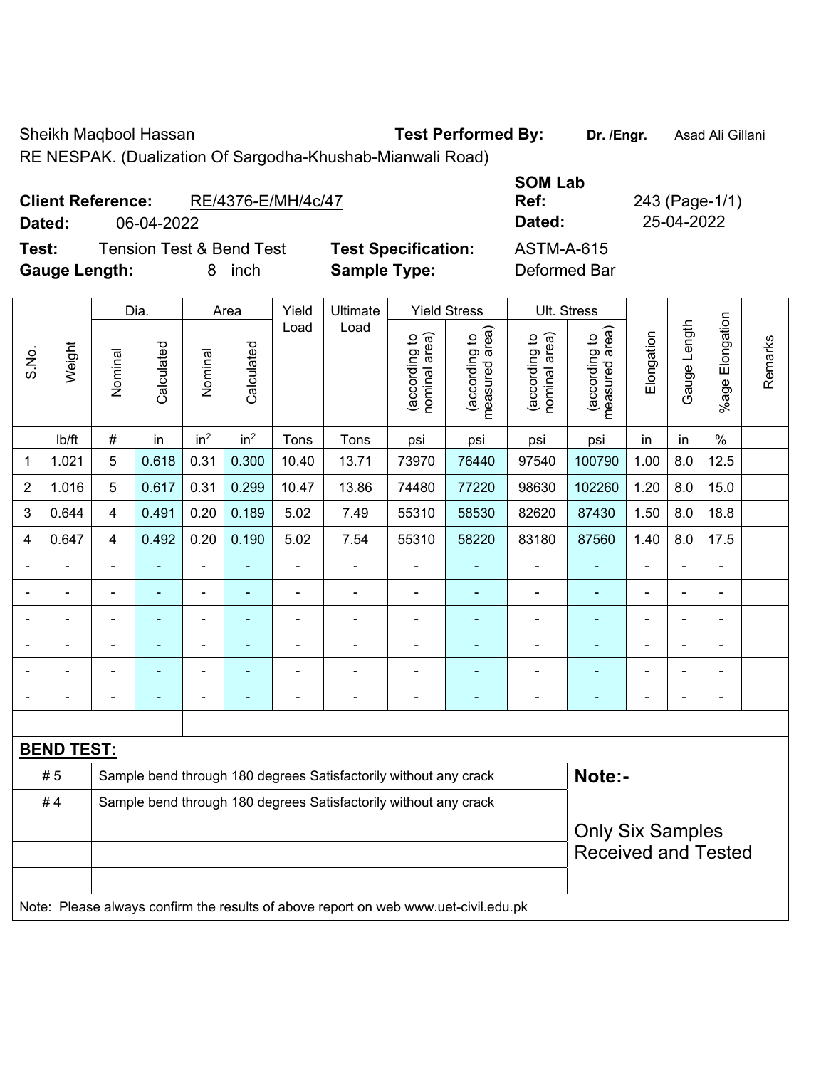Sheikh Maqbool Hassan **Test Performed By:** **Dr. /Engr.** Asad Ali Gillani

RE NESPAK. (Dualization Of Sargodha-Khushab-Mianwali Road)

**Client Reference:** RE/4376-E/MH/4c/47

**Dated:** 06-04-2022

**SOM Lab Ref:** 243 (Page-1/1)

**Dated:** 25-04-2022

**Test:** Tension Test & Bend Test **Test Specification:** ASTM-A-615

**Gauge Length:** 8 inch **Sample Type:** Deformed Bar

| S.No. | Weight | Dia. | | Area | | Yield Load | Ultimate Load | Yield Stress | | Ult. Stress | | Elongation | Gauge Length | %age Elongation | Remarks |
|---|---|---|---|---|---|---|---|---|---|---|---|---|---|---|---|
| | | Nominal | Calculated | Nominal | Calculated | | | (according to nominal area) | (according to measured area) | (according to nominal area) | (according to measured area) | | | | |
| | lb/ft | # | in | $in^2$ | $in^2$ | Tons | Tons | psi | psi | psi | psi | in | in | % | |
| 1 | 1.021 | 5 | 0.618 | 0.31 | 0.300 | 10.40 | 13.71 | 73970 | 76440 | 97540 | 100790 | 1.00 | 8.0 | 12.5 | |
| 2 | 1.016 | 5 | 0.617 | 0.31 | 0.299 | 10.47 | 13.86 | 74480 | 77220 | 98630 | 102260 | 1.20 | 8.0 | 15.0 | |
| 3 | 0.644 | 4 | 0.491 | 0.20 | 0.189 | 5.02 | 7.49 | 55310 | 58530 | 82620 | 87430 | 1.50 | 8.0 | 18.8 | |
| 4 | 0.647 | 4 | 0.492 | 0.20 | 0.190 | 5.02 | 7.54 | 55310 | 58220 | 83180 | 87560 | 1.40 | 8.0 | 17.5 | |
| - | - | - | - | - | - | - | - | - | - | - | - | - | - | - | |
| - | - | - | - | - | - | - | - | - | - | - | - | - | - | - | |
| - | - | - | - | - | - | - | - | - | - | - | - | - | - | - | |
| - | - | - | - | - | - | - | - | - | - | - | - | - | - | - | |
| - | - | - | - | - | - | - | - | - | - | - | - | - | - | - | |
| - | - | - | - | - | - | - | - | - | - | - | - | - | - | - | |

**BEND TEST:**

| | | |
|---|---|---|
| # 5 | Sample bend through 180 degrees Satisfactorily without any crack | **Note:-** |
| # 4 | Sample bend through 180 degrees Satisfactorily without any crack | |
| | | Only Six Samples Received and Tested |

Note: Please always confirm the results of above report on web www.uet-civil.edu.pk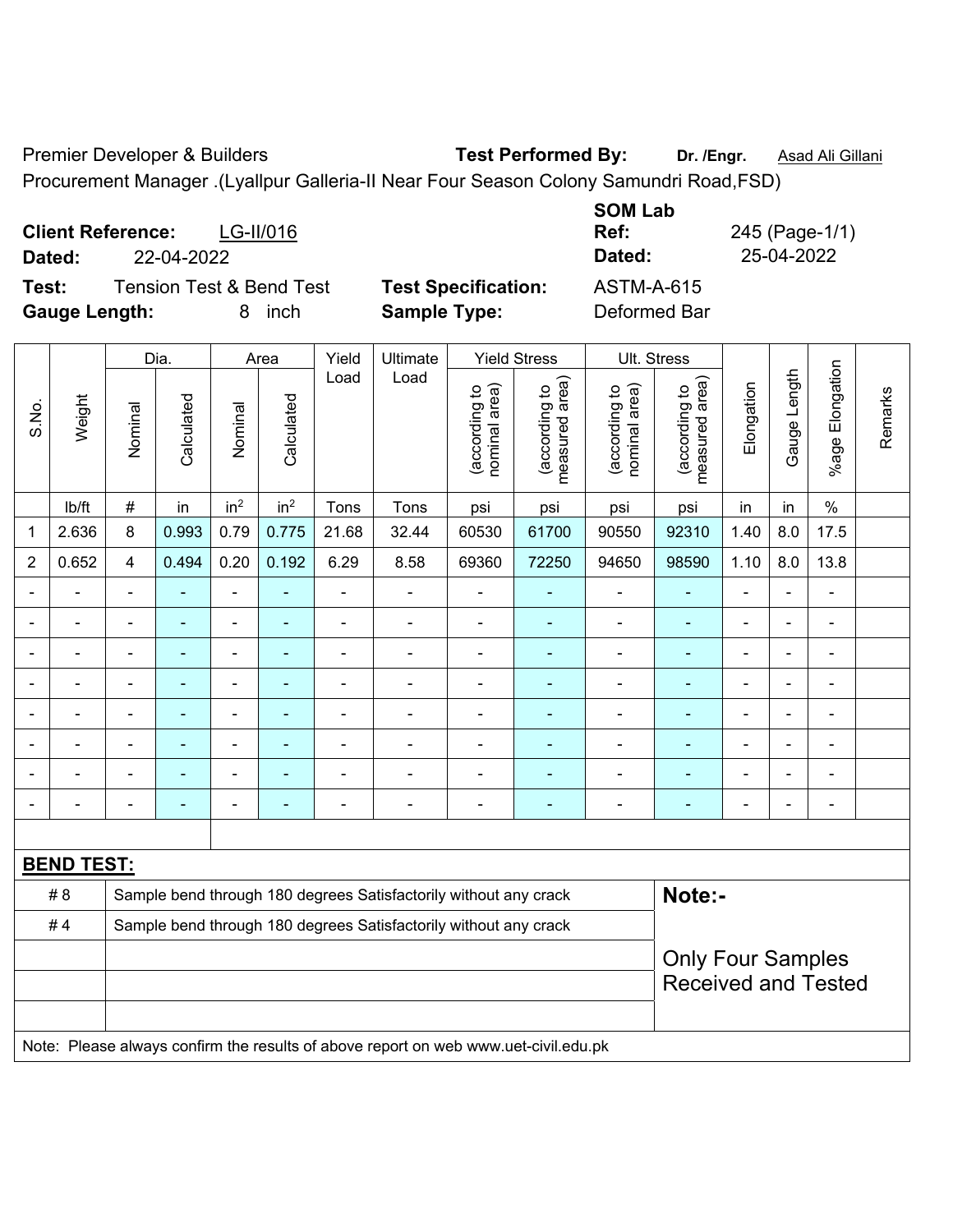Premier Developer & Builders **Test Performed By:** **Dr. /Engr.** Asad Ali Gillani

Procurement Manager .(Lyallpur Galleria-II Near Four Season Colony Samundri Road,FSD)

**Client Reference:** LG-II/016 **SOM Lab Ref:** 245 (Page-1/1)

**Dated:** 22-04-2022 **Dated:** 25-04-2022

**Test:** Tension Test & Bend Test **Test Specification:** ASTM-A-615

**Gauge Length:** 8 inch **Sample Type:** Deformed Bar

| S.No. | Weight | Dia. | | Area | | Yield Load | Ultimate Load | Yield Stress | | Ult. Stress | | Elongation | Gauge Length | %age Elongation | Remarks |
|---|---|---|---|---|---|---|---|---|---|---|---|---|---|---|---|
| | | Nominal | Calculated | Nominal | Calculated | | | (according to nominal area) | (according to measured area) | (according to nominal area) | (according to measured area) | | | | |
| | lb/ft | # | in | in² | in² | Tons | Tons | psi | psi | psi | psi | in | in | % | |
| 1 | 2.636 | 8 | 0.993 | 0.79 | 0.775 | 21.68 | 32.44 | 60530 | 61700 | 90550 | 92310 | 1.40 | 8.0 | 17.5 | |
| 2 | 0.652 | 4 | 0.494 | 0.20 | 0.192 | 6.29 | 8.58 | 69360 | 72250 | 94650 | 98590 | 1.10 | 8.0 | 13.8 | |
| - | - | - | - | - | - | - | - | - | - | - | - | - | - | - | |
| - | - | - | - | - | - | - | - | - | - | - | - | - | - | - | |
| - | - | - | - | - | - | - | - | - | - | - | - | - | - | - | |
| - | - | - | - | - | - | - | - | - | - | - | - | - | - | - | |
| - | - | - | - | - | - | - | - | - | - | - | - | - | - | - | |
| - | - | - | - | - | - | - | - | - | - | - | - | - | - | - | |
| - | - | - | - | - | - | - | - | - | - | - | - | - | - | - | |
| - | - | - | - | - | - | - | - | - | - | - | - | - | - | - | |

**BEND TEST:**

| | | |
|---|---|---|
| # 8 | Sample bend through 180 degrees Satisfactorily without any crack | **Note:-** |
| # 4 | Sample bend through 180 degrees Satisfactorily without any crack | |
| | | Only Four Samples Received and Tested |

Note: Please always confirm the results of above report on web www.uet-civil.edu.pk